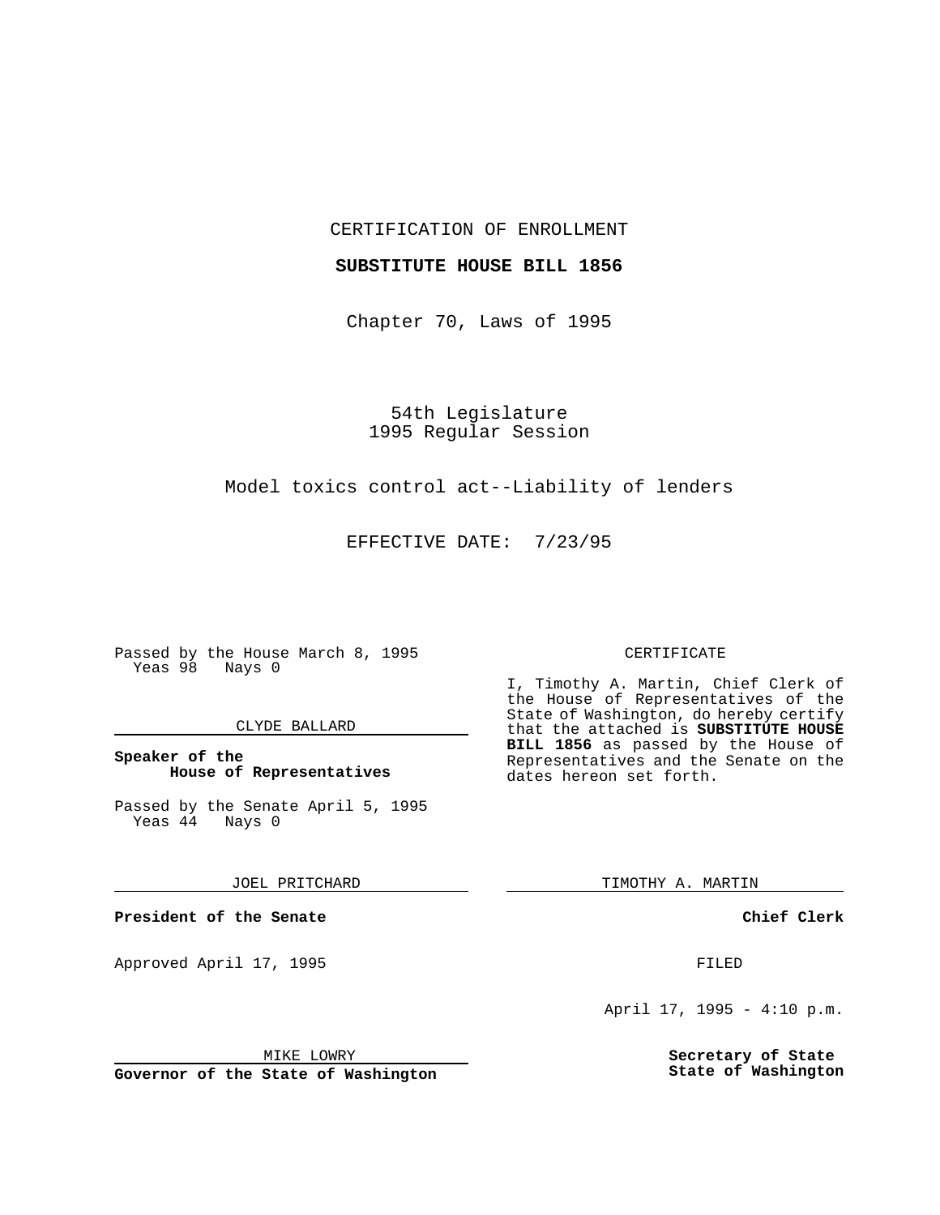CERTIFICATION OF ENROLLMENT

**SUBSTITUTE HOUSE BILL 1856**

Chapter 70, Laws of 1995

54th Legislature
1995 Regular Session

Model toxics control act--Liability of lenders

EFFECTIVE DATE: 7/23/95

Passed by the House March 8, 1995
Yeas 98 Nays 0

CLYDE BALLARD

**Speaker of the House of Representatives**

Passed by the Senate April 5, 1995
Yeas 44 Nays 0

JOEL PRITCHARD

**President of the Senate**

Approved April 17, 1995

MIKE LOWRY

**Governor of the State of Washington**

CERTIFICATE

I, Timothy A. Martin, Chief Clerk of the House of Representatives of the State of Washington, do hereby certify that the attached is **SUBSTITUTE HOUSE BILL 1856** as passed by the House of Representatives and the Senate on the dates hereon set forth.

TIMOTHY A. MARTIN

**Chief Clerk**

FILED

April 17, 1995 - 4:10 p.m.

**Secretary of State**
**State of Washington**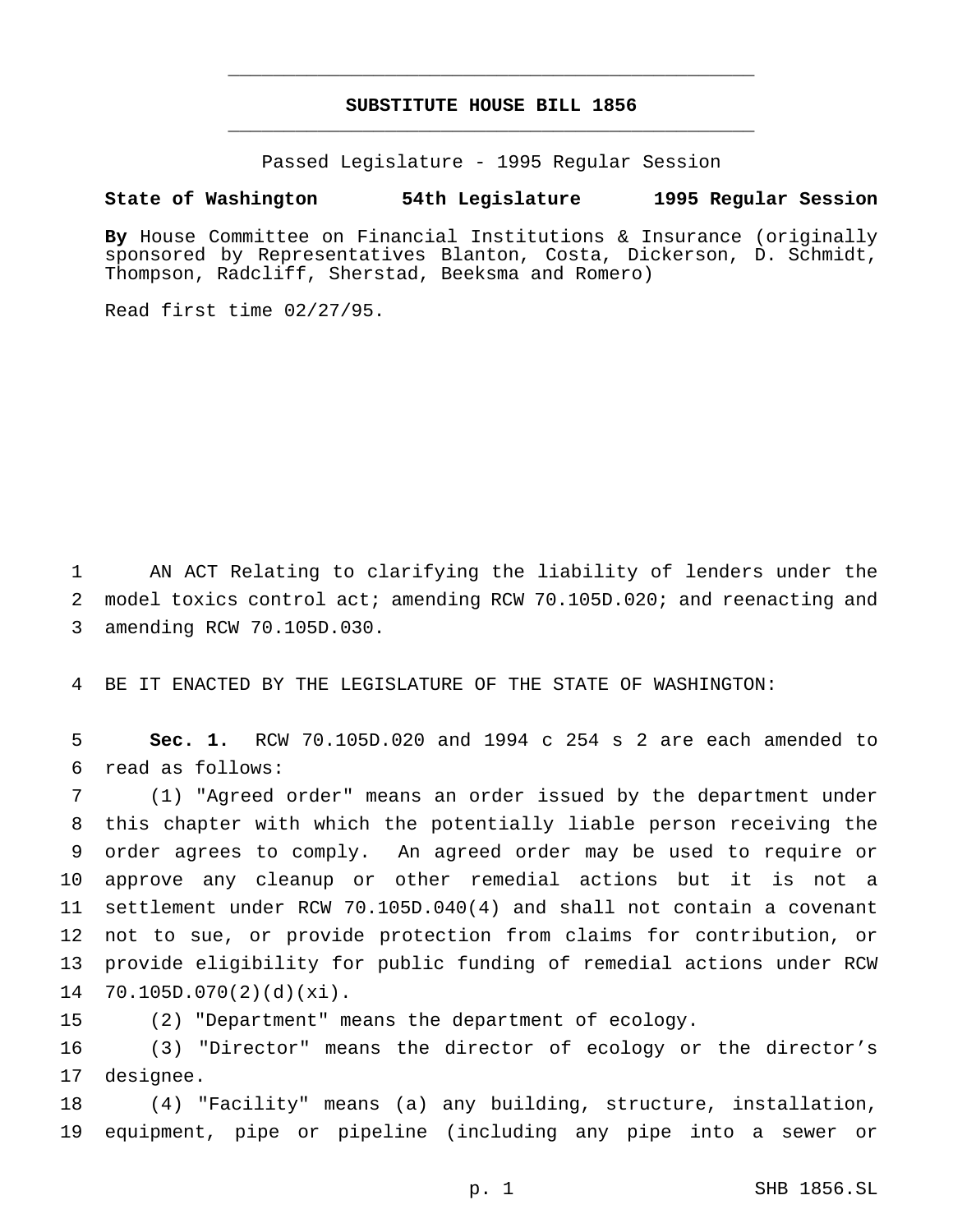# SUBSTITUTE HOUSE BILL 1856

Passed Legislature - 1995 Regular Session

**State of Washington 54th Legislature 1995 Regular Session**

**By** House Committee on Financial Institutions & Insurance (originally sponsored by Representatives Blanton, Costa, Dickerson, D. Schmidt, Thompson, Radcliff, Sherstad, Beeksma and Romero)

Read first time 02/27/95.

AN ACT Relating to clarifying the liability of lenders under the model toxics control act; amending RCW 70.105D.020; and reenacting and amending RCW 70.105D.030.

BE IT ENACTED BY THE LEGISLATURE OF THE STATE OF WASHINGTON:

**Sec. 1.** RCW 70.105D.020 and 1994 c 254 s 2 are each amended to read as follows:

(1) "Agreed order" means an order issued by the department under this chapter with which the potentially liable person receiving the order agrees to comply. An agreed order may be used to require or approve any cleanup or other remedial actions but it is not a settlement under RCW 70.105D.040(4) and shall not contain a covenant not to sue, or provide protection from claims for contribution, or provide eligibility for public funding of remedial actions under RCW 70.105D.070(2)(d)(xi).

(2) "Department" means the department of ecology.

(3) "Director" means the director of ecology or the director's designee.

(4) "Facility" means (a) any building, structure, installation, equipment, pipe or pipeline (including any pipe into a sewer or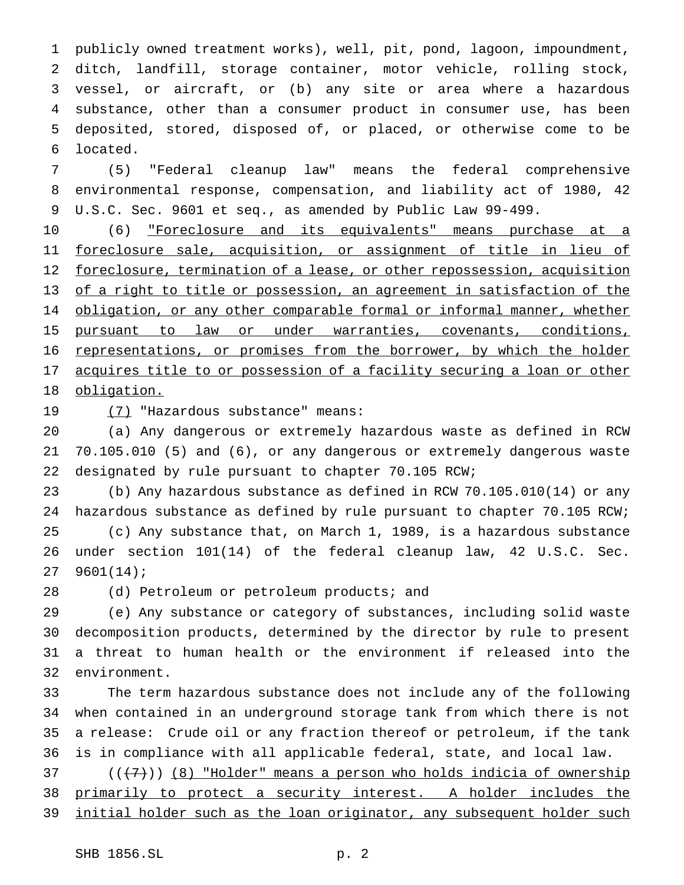publicly owned treatment works), well, pit, pond, lagoon, impoundment, ditch, landfill, storage container, motor vehicle, rolling stock, vessel, or aircraft, or (b) any site or area where a hazardous substance, other than a consumer product in consumer use, has been deposited, stored, disposed of, or placed, or otherwise come to be located.

(5) "Federal cleanup law" means the federal comprehensive environmental response, compensation, and liability act of 1980, 42 U.S.C. Sec. 9601 et seq., as amended by Public Law 99-499.

(6) <u>"Foreclosure and its equivalents" means purchase at a foreclosure sale, acquisition, or assignment of title in lieu of foreclosure, termination of a lease, or other repossession, acquisition of a right to title or possession, an agreement in satisfaction of the obligation, or any other comparable formal or informal manner, whether pursuant to law or under warranties, covenants, conditions, representations, or promises from the borrower, by which the holder acquires title to or possession of a facility securing a loan or other obligation.</u>

<u>(7)</u> "Hazardous substance" means:

(a) Any dangerous or extremely hazardous waste as defined in RCW 70.105.010 (5) and (6), or any dangerous or extremely dangerous waste designated by rule pursuant to chapter 70.105 RCW;

(b) Any hazardous substance as defined in RCW 70.105.010(14) or any hazardous substance as defined by rule pursuant to chapter 70.105 RCW;

(c) Any substance that, on March 1, 1989, is a hazardous substance under section 101(14) of the federal cleanup law, 42 U.S.C. Sec. 9601(14);

(d) Petroleum or petroleum products; and

(e) Any substance or category of substances, including solid waste decomposition products, determined by the director by rule to present a threat to human health or the environment if released into the environment.

The term hazardous substance does not include any of the following when contained in an underground storage tank from which there is not a release: Crude oil or any fraction thereof or petroleum, if the tank is in compliance with all applicable federal, state, and local law.

(( ~~(7)~~ )) <u>(8) "Holder" means a person who holds indicia of ownership primarily to protect a security interest. A holder includes the initial holder such as the loan originator, any subsequent holder such</u>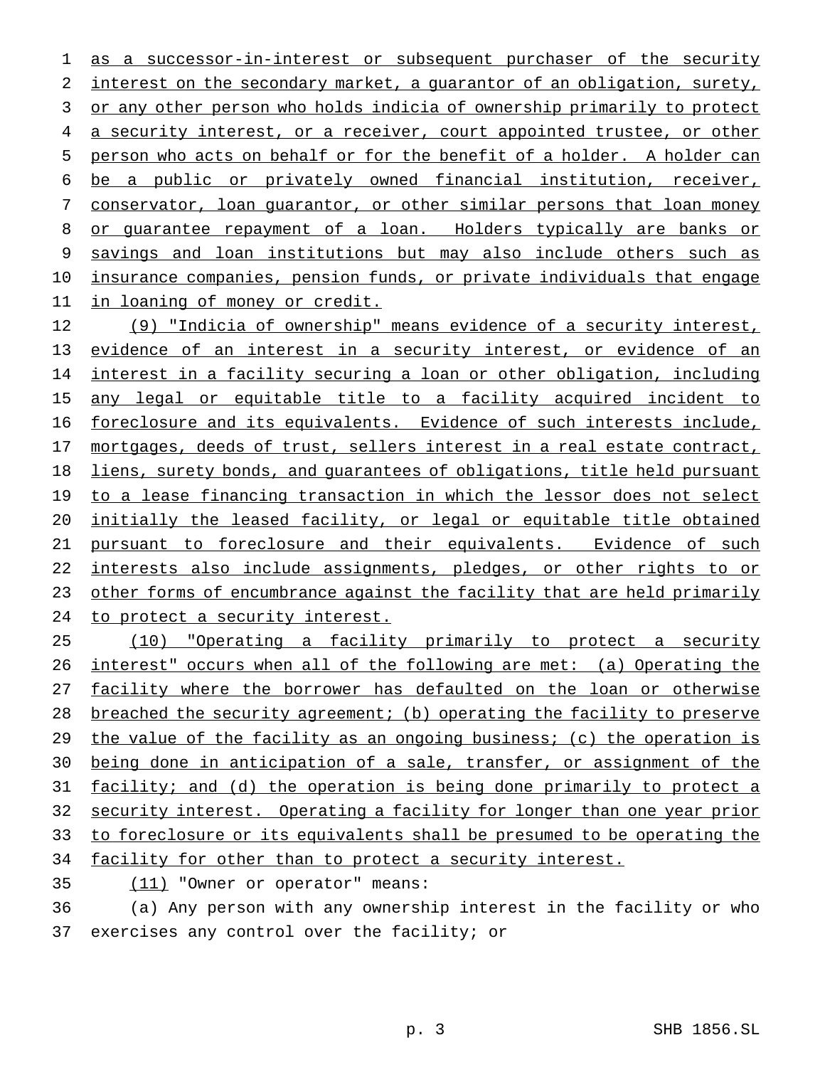as a successor-in-interest or subsequent purchaser of the security interest on the secondary market, a guarantor of an obligation, surety, or any other person who holds indicia of ownership primarily to protect a security interest, or a receiver, court appointed trustee, or other person who acts on behalf or for the benefit of a holder. A holder can be a public or privately owned financial institution, receiver, conservator, loan guarantor, or other similar persons that loan money or guarantee repayment of a loan. Holders typically are banks or savings and loan institutions but may also include others such as insurance companies, pension funds, or private individuals that engage in loaning of money or credit.

(9) "Indicia of ownership" means evidence of a security interest, evidence of an interest in a security interest, or evidence of an interest in a facility securing a loan or other obligation, including any legal or equitable title to a facility acquired incident to foreclosure and its equivalents. Evidence of such interests include, mortgages, deeds of trust, sellers interest in a real estate contract, liens, surety bonds, and guarantees of obligations, title held pursuant to a lease financing transaction in which the lessor does not select initially the leased facility, or legal or equitable title obtained pursuant to foreclosure and their equivalents. Evidence of such interests also include assignments, pledges, or other rights to or other forms of encumbrance against the facility that are held primarily to protect a security interest.

(10) "Operating a facility primarily to protect a security interest" occurs when all of the following are met: (a) Operating the facility where the borrower has defaulted on the loan or otherwise breached the security agreement; (b) operating the facility to preserve the value of the facility as an ongoing business; (c) the operation is being done in anticipation of a sale, transfer, or assignment of the facility; and (d) the operation is being done primarily to protect a security interest. Operating a facility for longer than one year prior to foreclosure or its equivalents shall be presumed to be operating the facility for other than to protect a security interest.

(11) "Owner or operator" means:

(a) Any person with any ownership interest in the facility or who exercises any control over the facility; or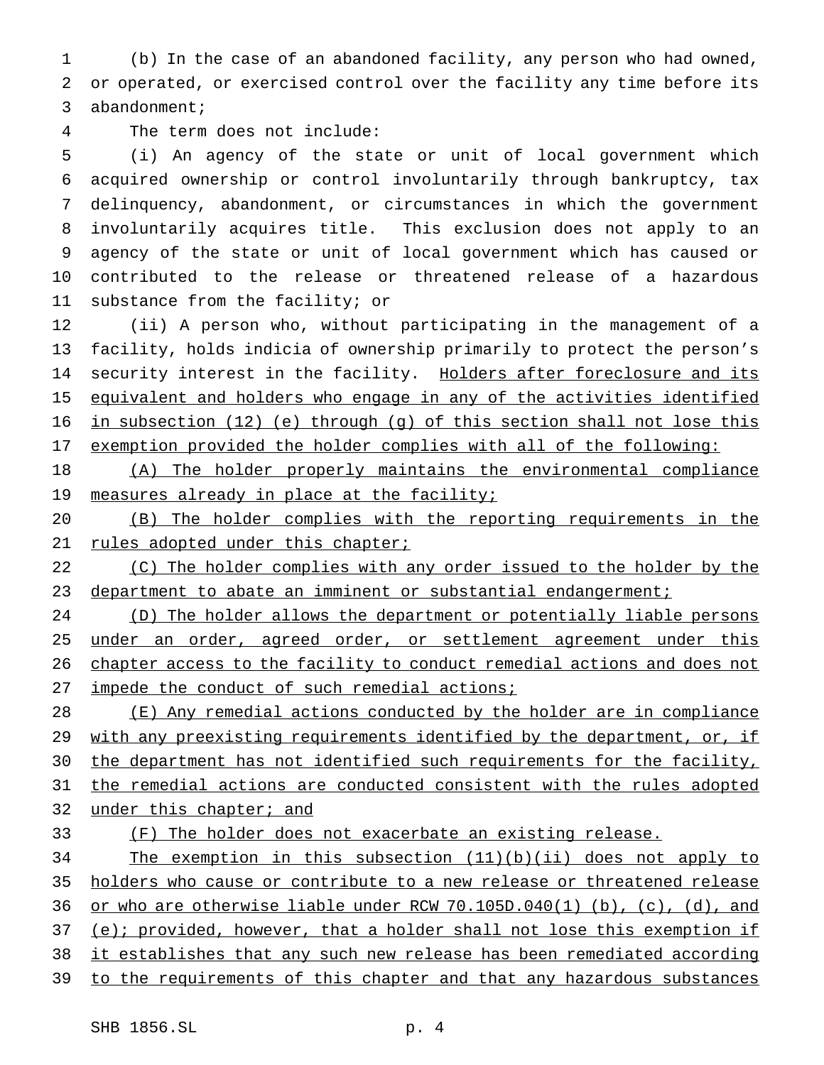(b) In the case of an abandoned facility, any person who had owned, or operated, or exercised control over the facility any time before its abandonment;

The term does not include:

(i) An agency of the state or unit of local government which acquired ownership or control involuntarily through bankruptcy, tax delinquency, abandonment, or circumstances in which the government involuntarily acquires title. This exclusion does not apply to an agency of the state or unit of local government which has caused or contributed to the release or threatened release of a hazardous substance from the facility; or

(ii) A person who, without participating in the management of a facility, holds indicia of ownership primarily to protect the person's security interest in the facility. Holders after foreclosure and its equivalent and holders who engage in any of the activities identified in subsection (12) (e) through (g) of this section shall not lose this exemption provided the holder complies with all of the following:

(A) The holder properly maintains the environmental compliance measures already in place at the facility;

(B) The holder complies with the reporting requirements in the rules adopted under this chapter;

(C) The holder complies with any order issued to the holder by the department to abate an imminent or substantial endangerment;

(D) The holder allows the department or potentially liable persons under an order, agreed order, or settlement agreement under this chapter access to the facility to conduct remedial actions and does not impede the conduct of such remedial actions;

(E) Any remedial actions conducted by the holder are in compliance with any preexisting requirements identified by the department, or, if the department has not identified such requirements for the facility, the remedial actions are conducted consistent with the rules adopted under this chapter; and

(F) The holder does not exacerbate an existing release.

The exemption in this subsection (11)(b)(ii) does not apply to holders who cause or contribute to a new release or threatened release or who are otherwise liable under RCW 70.105D.040(1) (b), (c), (d), and (e); provided, however, that a holder shall not lose this exemption if it establishes that any such new release has been remediated according to the requirements of this chapter and that any hazardous substances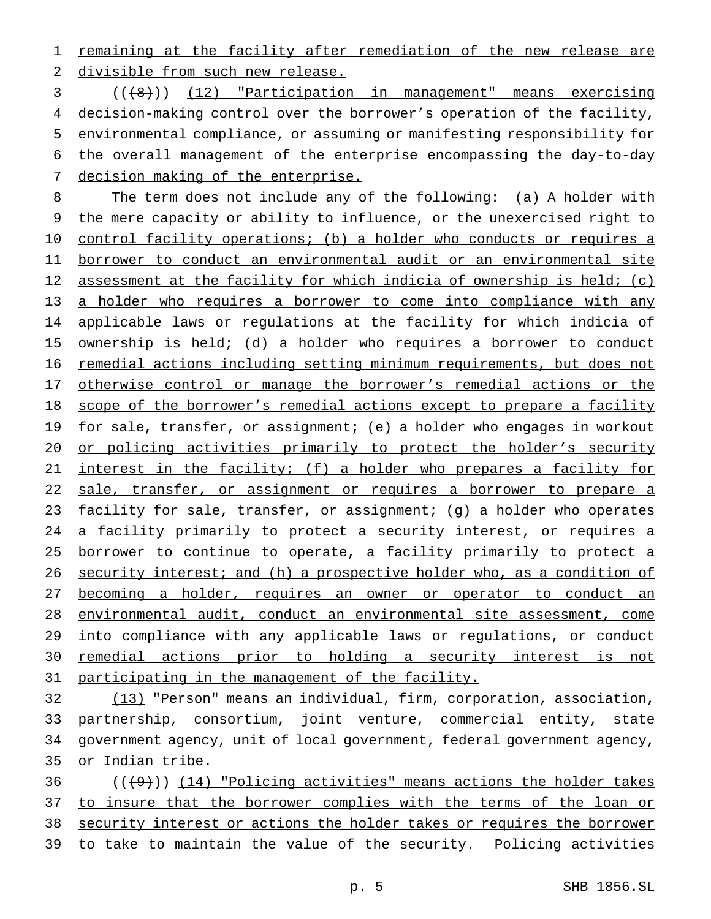remaining at the facility after remediation of the new release are divisible from such new release.

(((8))) (12) "Participation in management" means exercising decision-making control over the borrower's operation of the facility, environmental compliance, or assuming or manifesting responsibility for the overall management of the enterprise encompassing the day-to-day decision making of the enterprise.

The term does not include any of the following: (a) A holder with the mere capacity or ability to influence, or the unexercised right to control facility operations; (b) a holder who conducts or requires a borrower to conduct an environmental audit or an environmental site assessment at the facility for which indicia of ownership is held; (c) a holder who requires a borrower to come into compliance with any applicable laws or regulations at the facility for which indicia of ownership is held; (d) a holder who requires a borrower to conduct remedial actions including setting minimum requirements, but does not otherwise control or manage the borrower's remedial actions or the scope of the borrower's remedial actions except to prepare a facility for sale, transfer, or assignment; (e) a holder who engages in workout or policing activities primarily to protect the holder's security interest in the facility; (f) a holder who prepares a facility for sale, transfer, or assignment or requires a borrower to prepare a facility for sale, transfer, or assignment; (g) a holder who operates a facility primarily to protect a security interest, or requires a borrower to continue to operate, a facility primarily to protect a security interest; and (h) a prospective holder who, as a condition of becoming a holder, requires an owner or operator to conduct an environmental audit, conduct an environmental site assessment, come into compliance with any applicable laws or regulations, or conduct remedial actions prior to holding a security interest is not participating in the management of the facility.

(13) "Person" means an individual, firm, corporation, association, partnership, consortium, joint venture, commercial entity, state government agency, unit of local government, federal government agency, or Indian tribe.

(((9))) (14) "Policing activities" means actions the holder takes to insure that the borrower complies with the terms of the loan or security interest or actions the holder takes or requires the borrower to take to maintain the value of the security. Policing activities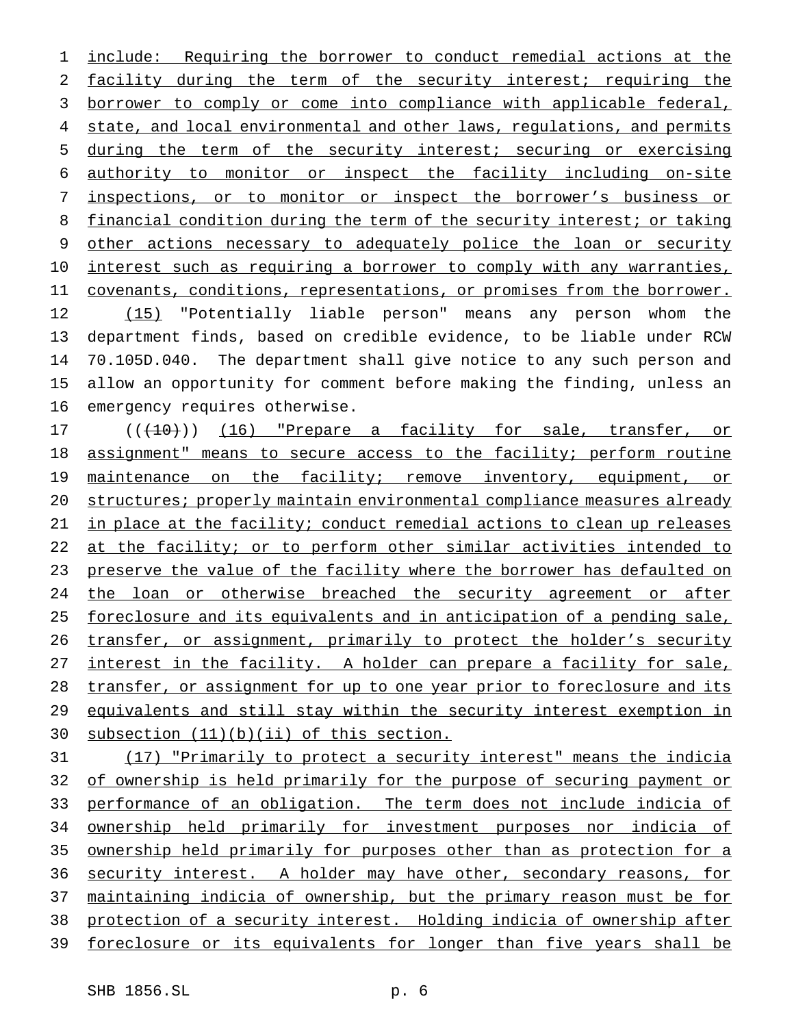include: Requiring the borrower to conduct remedial actions at the facility during the term of the security interest; requiring the borrower to comply or come into compliance with applicable federal, state, and local environmental and other laws, regulations, and permits during the term of the security interest; securing or exercising authority to monitor or inspect the facility including on-site inspections, or to monitor or inspect the borrower's business or financial condition during the term of the security interest; or taking other actions necessary to adequately police the loan or security interest such as requiring a borrower to comply with any warranties, covenants, conditions, representations, or promises from the borrower.

(15) "Potentially liable person" means any person whom the department finds, based on credible evidence, to be liable under RCW 70.105D.040. The department shall give notice to any such person and allow an opportunity for comment before making the finding, unless an emergency requires otherwise.

(((10))) (16) "Prepare a facility for sale, transfer, or assignment" means to secure access to the facility; perform routine maintenance on the facility; remove inventory, equipment, or structures; properly maintain environmental compliance measures already in place at the facility; conduct remedial actions to clean up releases at the facility; or to perform other similar activities intended to preserve the value of the facility where the borrower has defaulted on the loan or otherwise breached the security agreement or after foreclosure and its equivalents and in anticipation of a pending sale, transfer, or assignment, primarily to protect the holder's security interest in the facility. A holder can prepare a facility for sale, transfer, or assignment for up to one year prior to foreclosure and its equivalents and still stay within the security interest exemption in subsection (11)(b)(ii) of this section.

(17) "Primarily to protect a security interest" means the indicia of ownership is held primarily for the purpose of securing payment or performance of an obligation. The term does not include indicia of ownership held primarily for investment purposes nor indicia of ownership held primarily for purposes other than as protection for a security interest. A holder may have other, secondary reasons, for maintaining indicia of ownership, but the primary reason must be for protection of a security interest. Holding indicia of ownership after foreclosure or its equivalents for longer than five years shall be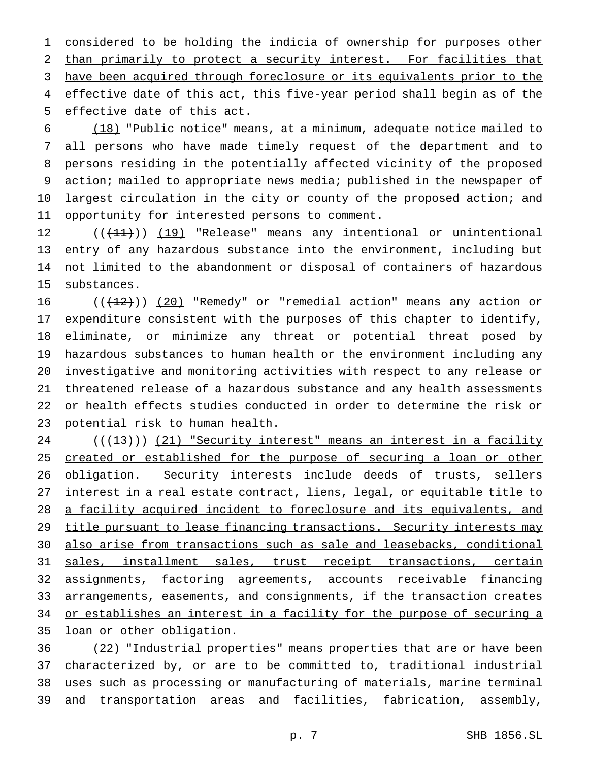considered to be holding the indicia of ownership for purposes other than primarily to protect a security interest. For facilities that have been acquired through foreclosure or its equivalents prior to the effective date of this act, this five-year period shall begin as of the effective date of this act.

(18) "Public notice" means, at a minimum, adequate notice mailed to all persons who have made timely request of the department and to persons residing in the potentially affected vicinity of the proposed action; mailed to appropriate news media; published in the newspaper of largest circulation in the city or county of the proposed action; and opportunity for interested persons to comment.

(((11))) (19) "Release" means any intentional or unintentional entry of any hazardous substance into the environment, including but not limited to the abandonment or disposal of containers of hazardous substances.

(((12))) (20) "Remedy" or "remedial action" means any action or expenditure consistent with the purposes of this chapter to identify, eliminate, or minimize any threat or potential threat posed by hazardous substances to human health or the environment including any investigative and monitoring activities with respect to any release or threatened release of a hazardous substance and any health assessments or health effects studies conducted in order to determine the risk or potential risk to human health.

(((13))) (21) "Security interest" means an interest in a facility created or established for the purpose of securing a loan or other obligation. Security interests include deeds of trusts, sellers interest in a real estate contract, liens, legal, or equitable title to a facility acquired incident to foreclosure and its equivalents, and title pursuant to lease financing transactions. Security interests may also arise from transactions such as sale and leasebacks, conditional sales, installment sales, trust receipt transactions, certain assignments, factoring agreements, accounts receivable financing arrangements, easements, and consignments, if the transaction creates or establishes an interest in a facility for the purpose of securing a loan or other obligation.

(22) "Industrial properties" means properties that are or have been characterized by, or are to be committed to, traditional industrial uses such as processing or manufacturing of materials, marine terminal and transportation areas and facilities, fabrication, assembly,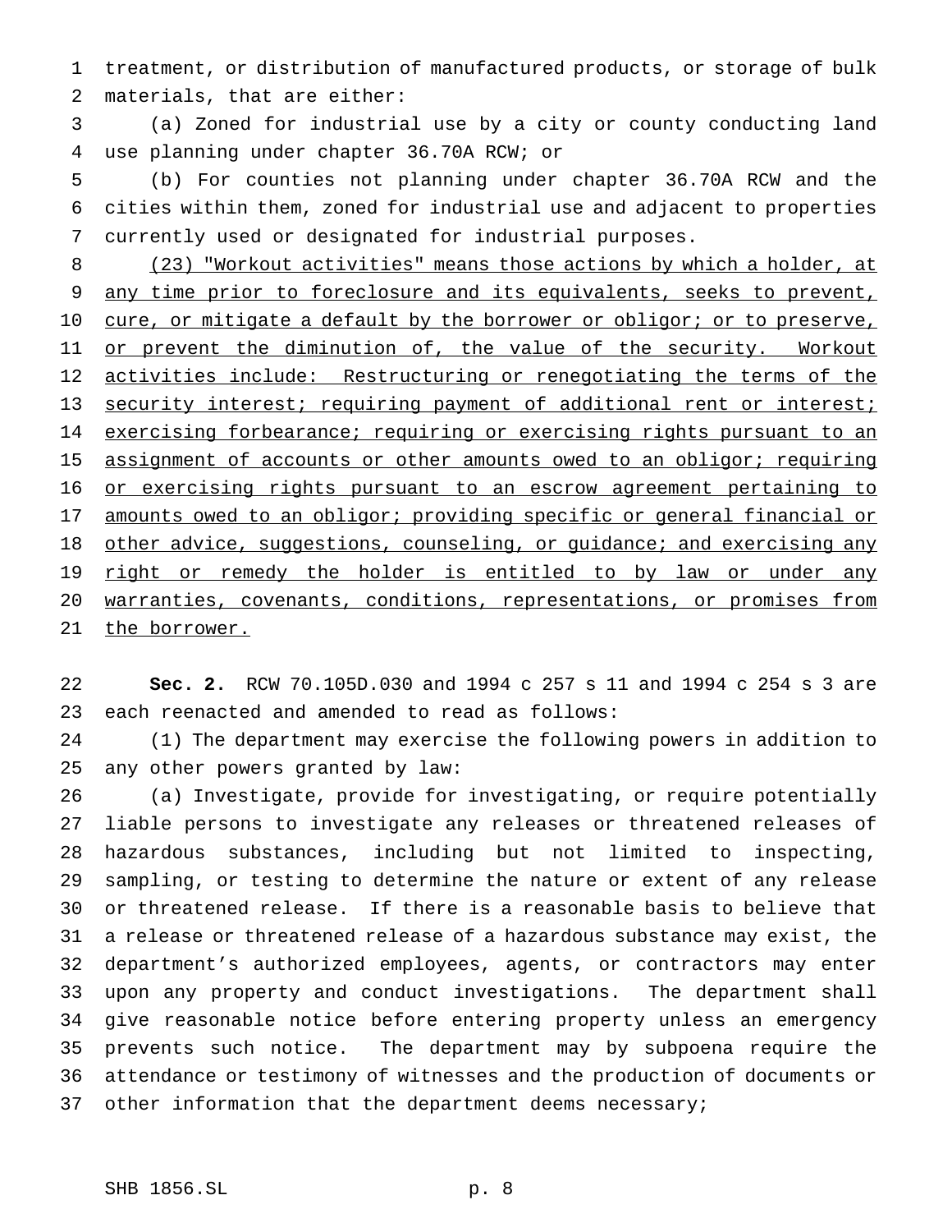treatment, or distribution of manufactured products, or storage of bulk materials, that are either:

(a) Zoned for industrial use by a city or county conducting land use planning under chapter 36.70A RCW; or

(b) For counties not planning under chapter 36.70A RCW and the cities within them, zoned for industrial use and adjacent to properties currently used or designated for industrial purposes.

<u>(23) "Workout activities" means those actions by which a holder, at any time prior to foreclosure and its equivalents, seeks to prevent, cure, or mitigate a default by the borrower or obligor; or to preserve, or prevent the diminution of, the value of the security. Workout activities include: Restructuring or renegotiating the terms of the security interest; requiring payment of additional rent or interest; exercising forbearance; requiring or exercising rights pursuant to an assignment of accounts or other amounts owed to an obligor; requiring or exercising rights pursuant to an escrow agreement pertaining to amounts owed to an obligor; providing specific or general financial or other advice, suggestions, counseling, or guidance; and exercising any right or remedy the holder is entitled to by law or under any warranties, covenants, conditions, representations, or promises from the borrower.</u>

**Sec. 2.** RCW 70.105D.030 and 1994 c 257 s 11 and 1994 c 254 s 3 are each reenacted and amended to read as follows:

(1) The department may exercise the following powers in addition to any other powers granted by law:

(a) Investigate, provide for investigating, or require potentially liable persons to investigate any releases or threatened releases of hazardous substances, including but not limited to inspecting, sampling, or testing to determine the nature or extent of any release or threatened release. If there is a reasonable basis to believe that a release or threatened release of a hazardous substance may exist, the department's authorized employees, agents, or contractors may enter upon any property and conduct investigations. The department shall give reasonable notice before entering property unless an emergency prevents such notice. The department may by subpoena require the attendance or testimony of witnesses and the production of documents or other information that the department deems necessary;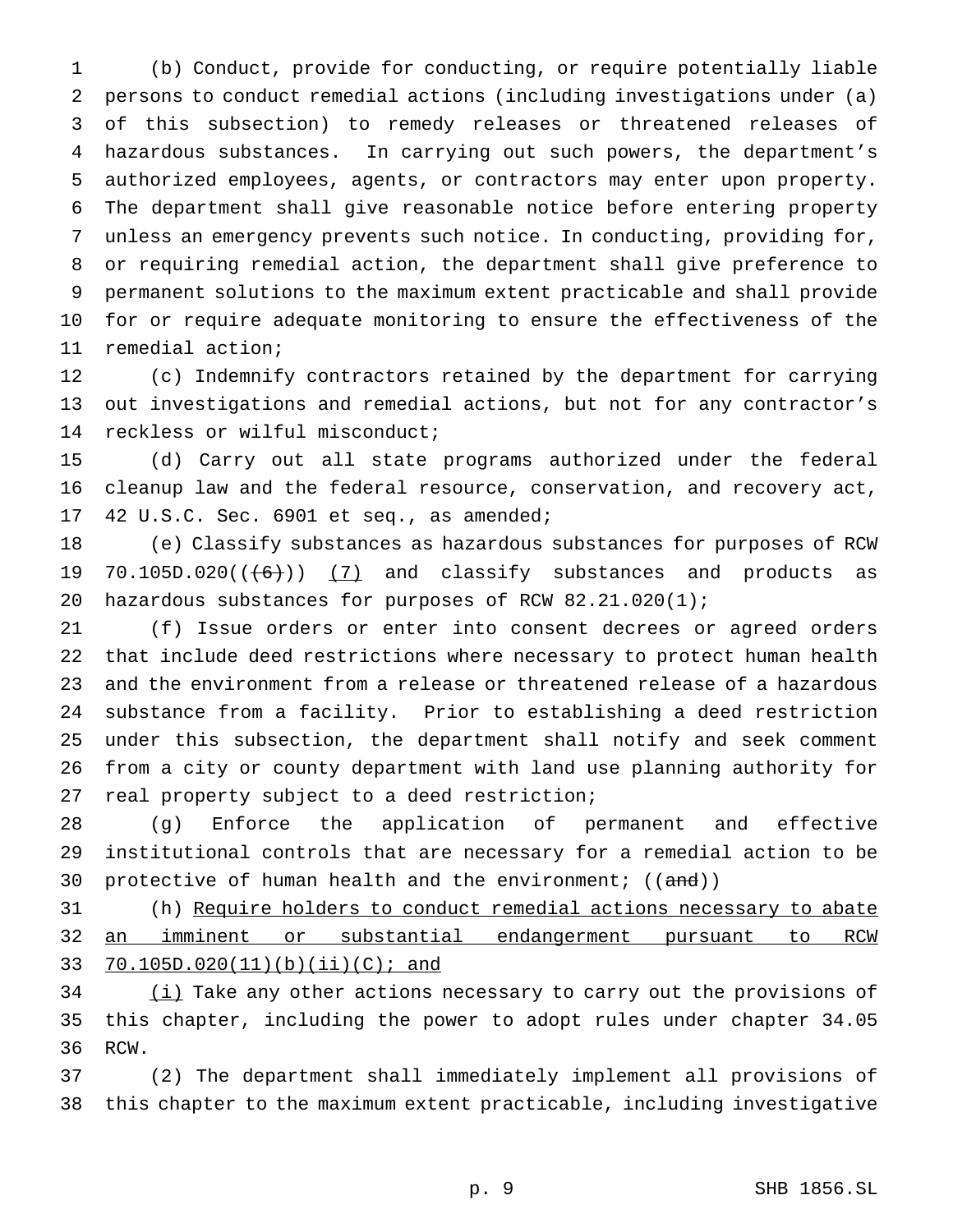(b) Conduct, provide for conducting, or require potentially liable persons to conduct remedial actions (including investigations under (a) of this subsection) to remedy releases or threatened releases of hazardous substances. In carrying out such powers, the department's authorized employees, agents, or contractors may enter upon property. The department shall give reasonable notice before entering property unless an emergency prevents such notice. In conducting, providing for, or requiring remedial action, the department shall give preference to permanent solutions to the maximum extent practicable and shall provide for or require adequate monitoring to ensure the effectiveness of the remedial action;

(c) Indemnify contractors retained by the department for carrying out investigations and remedial actions, but not for any contractor's reckless or wilful misconduct;

(d) Carry out all state programs authorized under the federal cleanup law and the federal resource, conservation, and recovery act, 42 U.S.C. Sec. 6901 et seq., as amended;

(e) Classify substances as hazardous substances for purposes of RCW 70.105D.020((~~(6)~~)) <u>(7)</u> and classify substances and products as hazardous substances for purposes of RCW 82.21.020(1);

(f) Issue orders or enter into consent decrees or agreed orders that include deed restrictions where necessary to protect human health and the environment from a release or threatened release of a hazardous substance from a facility. Prior to establishing a deed restriction under this subsection, the department shall notify and seek comment from a city or county department with land use planning authority for real property subject to a deed restriction;

(g) Enforce the application of permanent and effective institutional controls that are necessary for a remedial action to be protective of human health and the environment; ((~~and~~))

(h) <u>Require holders to conduct remedial actions necessary to abate an imminent or substantial endangerment pursuant to RCW 70.105D.020(11)(b)(ii)(C); and</u>

<u>(i)</u> Take any other actions necessary to carry out the provisions of this chapter, including the power to adopt rules under chapter 34.05 RCW.

(2) The department shall immediately implement all provisions of this chapter to the maximum extent practicable, including investigative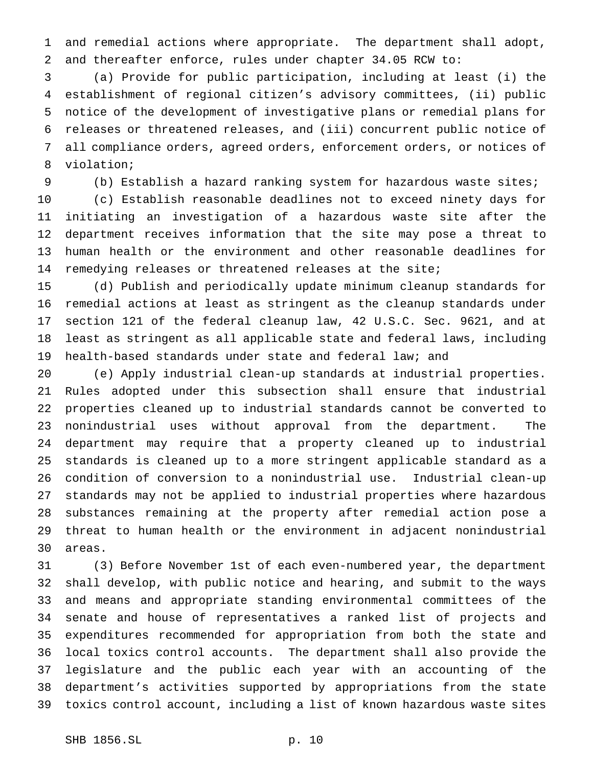and remedial actions where appropriate. The department shall adopt, and thereafter enforce, rules under chapter 34.05 RCW to:

(a) Provide for public participation, including at least (i) the establishment of regional citizen's advisory committees, (ii) public notice of the development of investigative plans or remedial plans for releases or threatened releases, and (iii) concurrent public notice of all compliance orders, agreed orders, enforcement orders, or notices of violation;

(b) Establish a hazard ranking system for hazardous waste sites;

(c) Establish reasonable deadlines not to exceed ninety days for initiating an investigation of a hazardous waste site after the department receives information that the site may pose a threat to human health or the environment and other reasonable deadlines for remedying releases or threatened releases at the site;

(d) Publish and periodically update minimum cleanup standards for remedial actions at least as stringent as the cleanup standards under section 121 of the federal cleanup law, 42 U.S.C. Sec. 9621, and at least as stringent as all applicable state and federal laws, including health-based standards under state and federal law; and

(e) Apply industrial clean-up standards at industrial properties. Rules adopted under this subsection shall ensure that industrial properties cleaned up to industrial standards cannot be converted to nonindustrial uses without approval from the department. The department may require that a property cleaned up to industrial standards is cleaned up to a more stringent applicable standard as a condition of conversion to a nonindustrial use. Industrial clean-up standards may not be applied to industrial properties where hazardous substances remaining at the property after remedial action pose a threat to human health or the environment in adjacent nonindustrial areas.

(3) Before November 1st of each even-numbered year, the department shall develop, with public notice and hearing, and submit to the ways and means and appropriate standing environmental committees of the senate and house of representatives a ranked list of projects and expenditures recommended for appropriation from both the state and local toxics control accounts. The department shall also provide the legislature and the public each year with an accounting of the department's activities supported by appropriations from the state toxics control account, including a list of known hazardous waste sites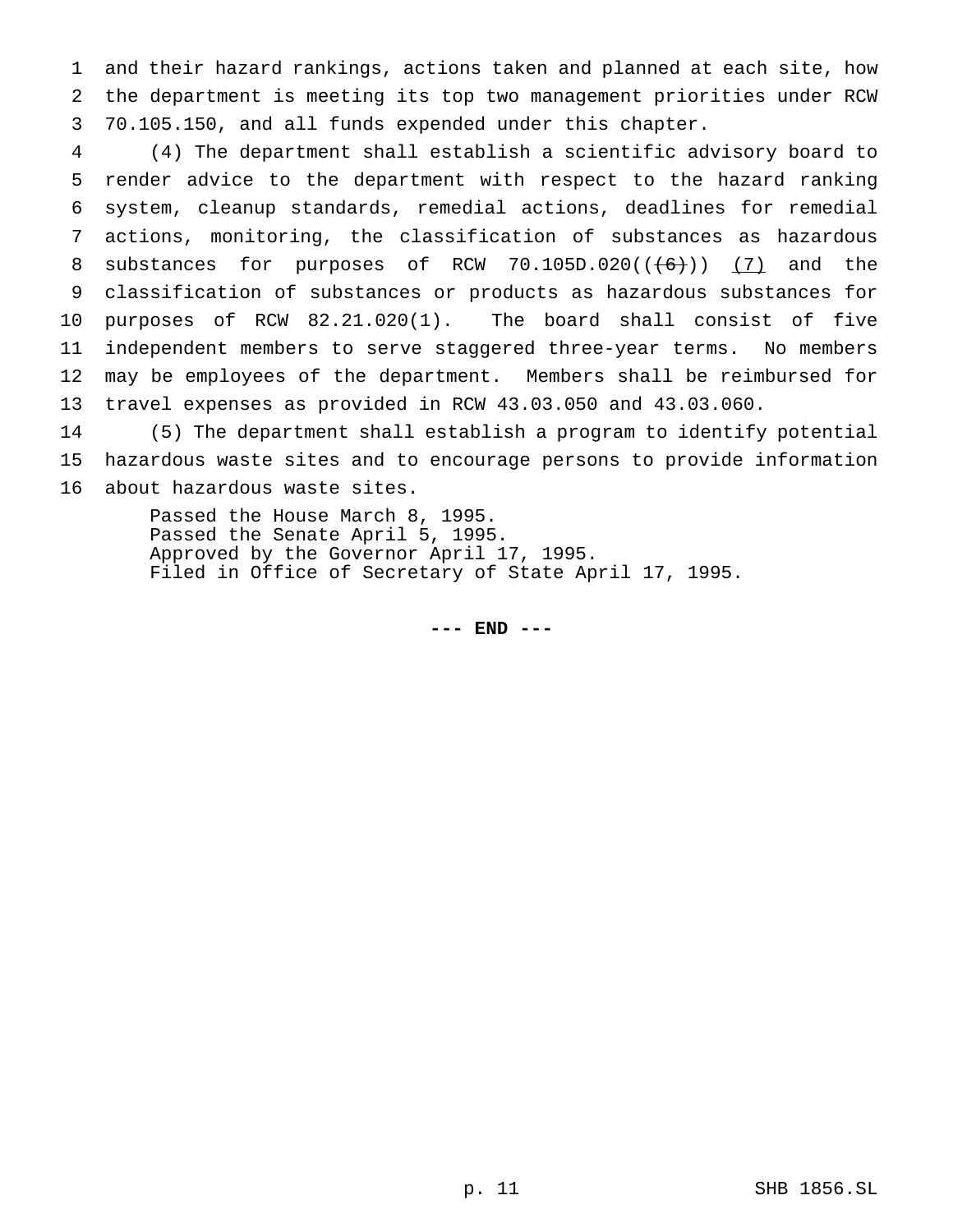and their hazard rankings, actions taken and planned at each site, how the department is meeting its top two management priorities under RCW 70.105.150, and all funds expended under this chapter.

(4) The department shall establish a scientific advisory board to render advice to the department with respect to the hazard ranking system, cleanup standards, remedial actions, deadlines for remedial actions, monitoring, the classification of substances as hazardous substances for purposes of RCW 70.105D.020((~~(6)~~)) <u>(7)</u> and the classification of substances or products as hazardous substances for purposes of RCW 82.21.020(1). The board shall consist of five independent members to serve staggered three-year terms. No members may be employees of the department. Members shall be reimbursed for travel expenses as provided in RCW 43.03.050 and 43.03.060.

(5) The department shall establish a program to identify potential hazardous waste sites and to encourage persons to provide information about hazardous waste sites.

Passed the House March 8, 1995.
Passed the Senate April 5, 1995.
Approved by the Governor April 17, 1995.
Filed in Office of Secretary of State April 17, 1995.

**--- END ---**